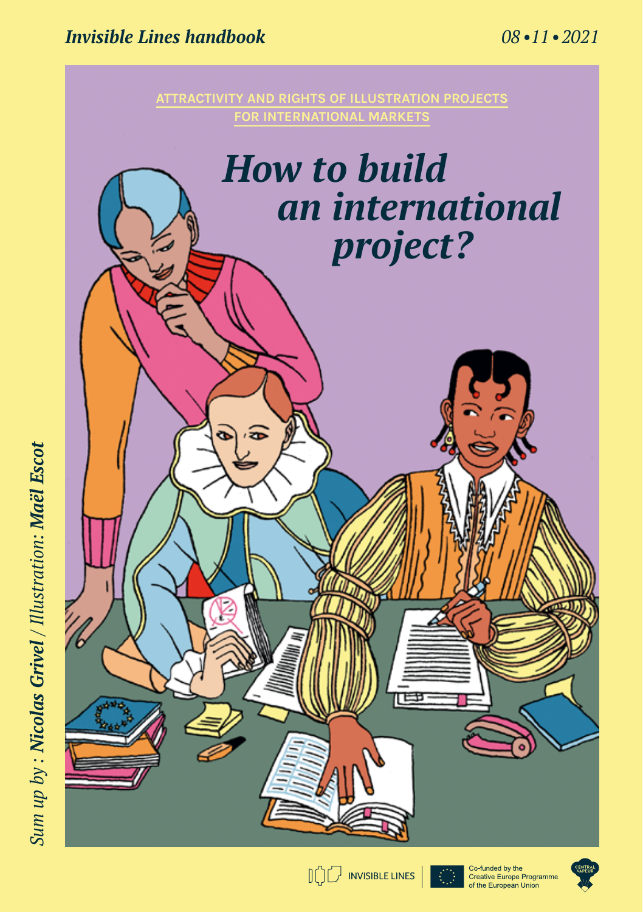*Invisible Lines handbook*

*08 • 11 • 2021*

ATTRACTIVITY AND RIGHTS OF ILLUSTRATION PROJECTS FOR INTERNATIONAL MARKETS

# *How to build an international project?*

*Sum up by :* ***Nicolas Grivel*** */ Illustration:* ***Maël Escot***

INVISIBLE LINES

Co-funded by the Creative Europe Programme of the European Union

CENTRAL VAPEUR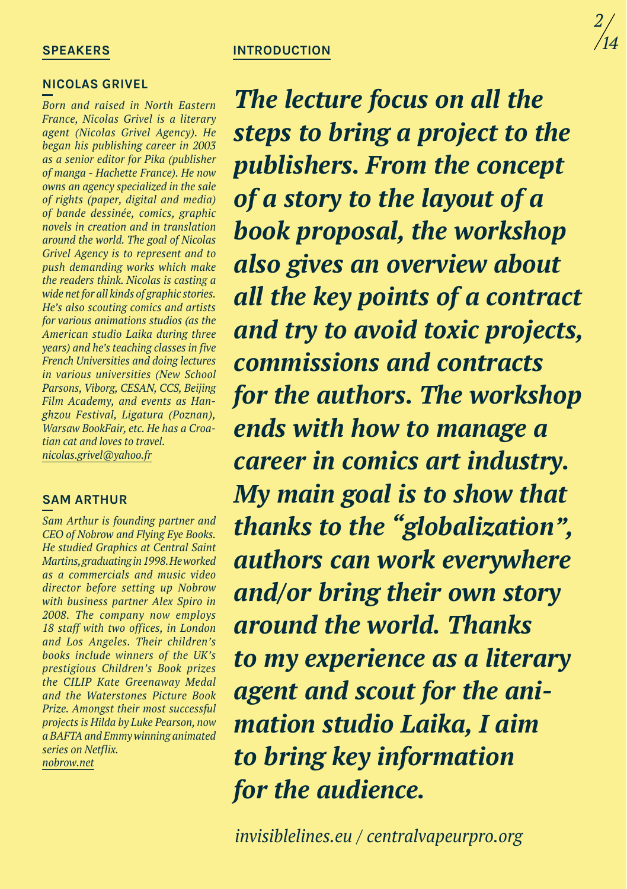## SPEAKERS

### NICOLAS GRIVEL

*Born and raised in North Eastern France, Nicolas Grivel is a literary agent (Nicolas Grivel Agency). He began his publishing career in 2003 as a senior editor for Pika (publisher of manga - Hachette France). He now owns an agency specialized in the sale of rights (paper, digital and media) of bande dessinée, comics, graphic novels in creation and in translation around the world. The goal of Nicolas Grivel Agency is to represent and to push demanding works which make the readers think. Nicolas is casting a wide net for all kinds of graphic stories. He's also scouting comics and artists for various animations studios (as the American studio Laika during three years) and he's teaching classes in five French Universities and doing lectures in various universities (New School Parsons, Viborg, CESAN, CCS, Beijing Film Academy, and events as Hanghzou Festival, Ligatura (Poznan), Warsaw BookFair, etc. He has a Croatian cat and loves to travel.*
*nicolas.grivel@yahoo.fr*

### SAM ARTHUR

*Sam Arthur is founding partner and CEO of Nobrow and Flying Eye Books. He studied Graphics at Central Saint Martins, graduating in 1998. He worked as a commercials and music video director before setting up Nobrow with business partner Alex Spiro in 2008. The company now employs 18 staff with two offices, in London and Los Angeles. Their children's books include winners of the UK's prestigious Children's Book prizes the CILIP Kate Greenaway Medal and the Waterstones Picture Book Prize. Amongst their most successful projects is Hilda by Luke Pearson, now a BAFTA and Emmy winning animated series on Netflix.*
*nobrow.net*

## INTRODUCTION

***The lecture focus on all the steps to bring a project to the publishers. From the concept of a story to the layout of a book proposal, the workshop also gives an overview about all the key points of a contract and try to avoid toxic projects, commissions and contracts for the authors. The workshop ends with how to manage a career in comics art industry. My main goal is to show that thanks to the "globalization", authors can work everywhere and/or bring their own story around the world. Thanks to my experience as a literary agent and scout for the animation studio Laika, I aim to bring key information for the audience.***

*invisiblelines.eu / centralvapeurpro.org*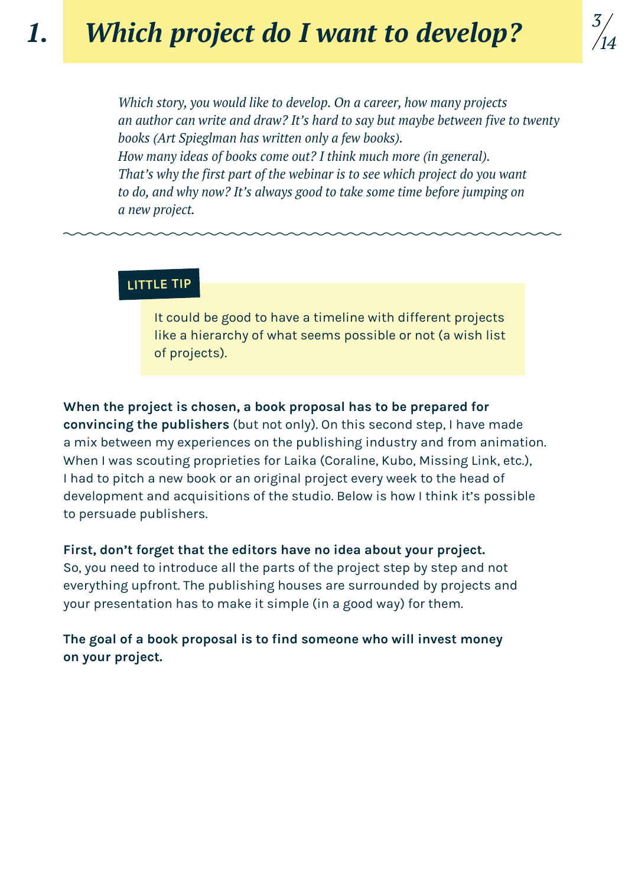# 1. Which project do I want to develop?

*Which story, you would like to develop. On a career, how many projects an author can write and draw? It's hard to say but maybe between five to twenty books (Art Spieglman has written only a few books).*
*How many ideas of books come out? I think much more (in general).*
*That's why the first part of the webinar is to see which project do you want to do, and why now? It's always good to take some time before jumping on a new project.*

---

**LITTLE TIP**

It could be good to have a timeline with different projects like a hierarchy of what seems possible or not (a wish list of projects).

**When the project is chosen, a book proposal has to be prepared for convincing the publishers** (but not only). On this second step, I have made a mix between my experiences on the publishing industry and from animation. When I was scouting proprieties for Laika (Coraline, Kubo, Missing Link, etc.), I had to pitch a new book or an original project every week to the head of development and acquisitions of the studio. Below is how I think it's possible to persuade publishers.

**First, don't forget that the editors have no idea about your project.** So, you need to introduce all the parts of the project step by step and not everything upfront. The publishing houses are surrounded by projects and your presentation has to make it simple (in a good way) for them.

**The goal of a book proposal is to find someone who will invest money on your project.**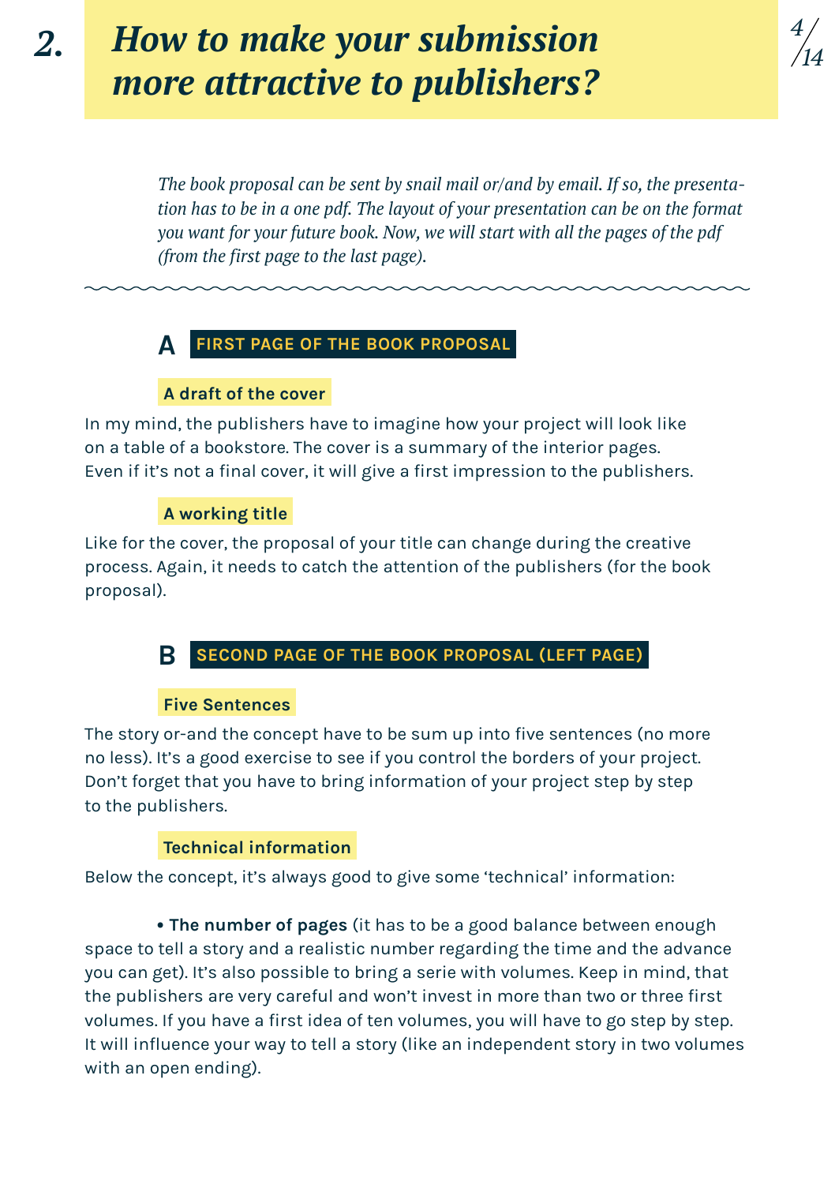# 2. *How to make your submission more attractive to publishers?*

*The book proposal can be sent by snail mail or/and by email. If so, the presentation has to be in a one pdf. The layout of your presentation can be on the format you want for your future book. Now, we will start with all the pages of the pdf (from the first page to the last page).*

## A FIRST PAGE OF THE BOOK PROPOSAL

### A draft of the cover

In my mind, the publishers have to imagine how your project will look like on a table of a bookstore. The cover is a summary of the interior pages. Even if it's not a final cover, it will give a first impression to the publishers.

### A working title

Like for the cover, the proposal of your title can change during the creative process. Again, it needs to catch the attention of the publishers (for the book proposal).

## B SECOND PAGE OF THE BOOK PROPOSAL (LEFT PAGE)

### Five Sentences

The story or-and the concept have to be sum up into five sentences (no more no less). It's a good exercise to see if you control the borders of your project. Don't forget that you have to bring information of your project step by step to the publishers.

### Technical information

Below the concept, it's always good to give some 'technical' information:

- **The number of pages** (it has to be a good balance between enough space to tell a story and a realistic number regarding the time and the advance you can get). It's also possible to bring a serie with volumes. Keep in mind, that the publishers are very careful and won't invest in more than two or three first volumes. If you have a first idea of ten volumes, you will have to go step by step. It will influence your way to tell a story (like an independent story in two volumes with an open ending).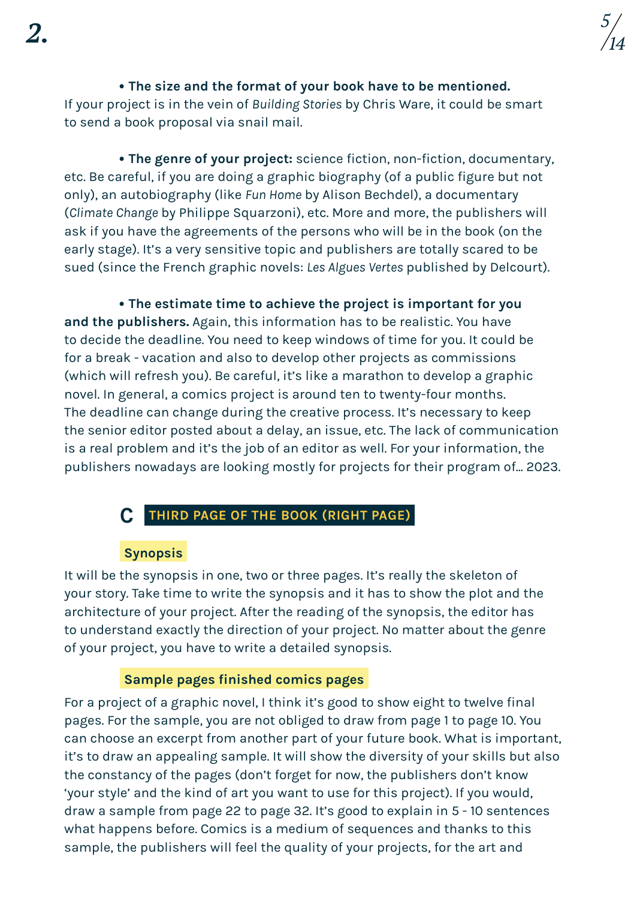• **The size and the format of your book have to be mentioned.** If your project is in the vein of *Building Stories* by Chris Ware, it could be smart to send a book proposal via snail mail.

• **The genre of your project:** science fiction, non-fiction, documentary, etc. Be careful, if you are doing a graphic biography (of a public figure but not only), an autobiography (like *Fun Home* by Alison Bechdel), a documentary (*Climate Change* by Philippe Squarzoni), etc. More and more, the publishers will ask if you have the agreements of the persons who will be in the book (on the early stage). It's a very sensitive topic and publishers are totally scared to be sued (since the French graphic novels: *Les Algues Vertes* published by Delcourt).

• **The estimate time to achieve the project is important for you and the publishers.** Again, this information has to be realistic. You have to decide the deadline. You need to keep windows of time for you. It could be for a break - vacation and also to develop other projects as commissions (which will refresh you). Be careful, it's like a marathon to develop a graphic novel. In general, a comics project is around ten to twenty-four months. The deadline can change during the creative process. It's necessary to keep the senior editor posted about a delay, an issue, etc. The lack of communication is a real problem and it's the job of an editor as well. For your information, the publishers nowadays are looking mostly for projects for their program of... 2023.

## C THIRD PAGE OF THE BOOK (RIGHT PAGE)

### Synopsis

It will be the synopsis in one, two or three pages. It's really the skeleton of your story. Take time to write the synopsis and it has to show the plot and the architecture of your project. After the reading of the synopsis, the editor has to understand exactly the direction of your project. No matter about the genre of your project, you have to write a detailed synopsis.

### Sample pages finished comics pages

For a project of a graphic novel, I think it's good to show eight to twelve final pages. For the sample, you are not obliged to draw from page 1 to page 10. You can choose an excerpt from another part of your future book. What is important, it's to draw an appealing sample. It will show the diversity of your skills but also the constancy of the pages (don't forget for now, the publishers don't know 'your style' and the kind of art you want to use for this project). If you would, draw a sample from page 22 to page 32. It's good to explain in 5 - 10 sentences what happens before. Comics is a medium of sequences and thanks to this sample, the publishers will feel the quality of your projects, for the art and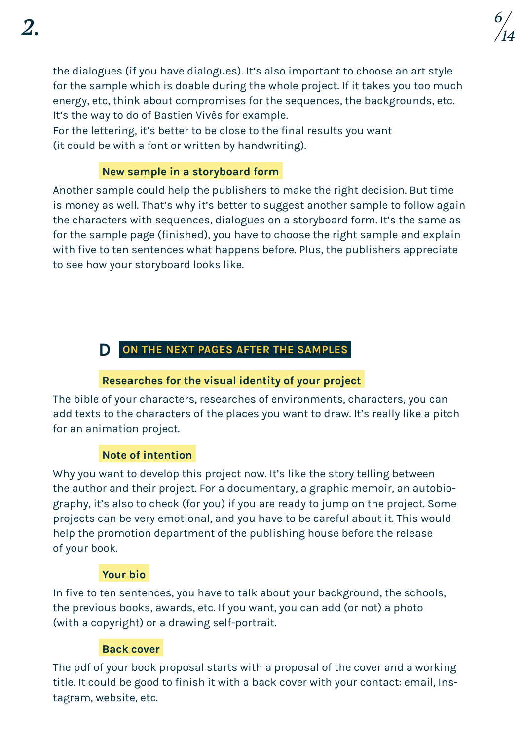the dialogues (if you have dialogues). It's also important to choose an art style for the sample which is doable during the whole project. If it takes you too much energy, etc, think about compromises for the sequences, the backgrounds, etc. It's the way to do of Bastien Vivès for example.
For the lettering, it's better to be close to the final results you want (it could be with a font or written by handwriting).

### New sample in a storyboard form

Another sample could help the publishers to make the right decision. But time is money as well. That's why it's better to suggest another sample to follow again the characters with sequences, dialogues on a storyboard form. It's the same as for the sample page (finished), you have to choose the right sample and explain with five to ten sentences what happens before. Plus, the publishers appreciate to see how your storyboard looks like.

## D ON THE NEXT PAGES AFTER THE SAMPLES

### Researches for the visual identity of your project

The bible of your characters, researches of environments, characters, you can add texts to the characters of the places you want to draw. It's really like a pitch for an animation project.

### Note of intention

Why you want to develop this project now. It's like the story telling between the author and their project. For a documentary, a graphic memoir, an autobiography, it's also to check (for you) if you are ready to jump on the project. Some projects can be very emotional, and you have to be careful about it. This would help the promotion department of the publishing house before the release of your book.

### Your bio

In five to ten sentences, you have to talk about your background, the schools, the previous books, awards, etc. If you want, you can add (or not) a photo (with a copyright) or a drawing self-portrait.

### Back cover

The pdf of your book proposal starts with a proposal of the cover and a working title. It could be good to finish it with a back cover with your contact: email, Instagram, website, etc.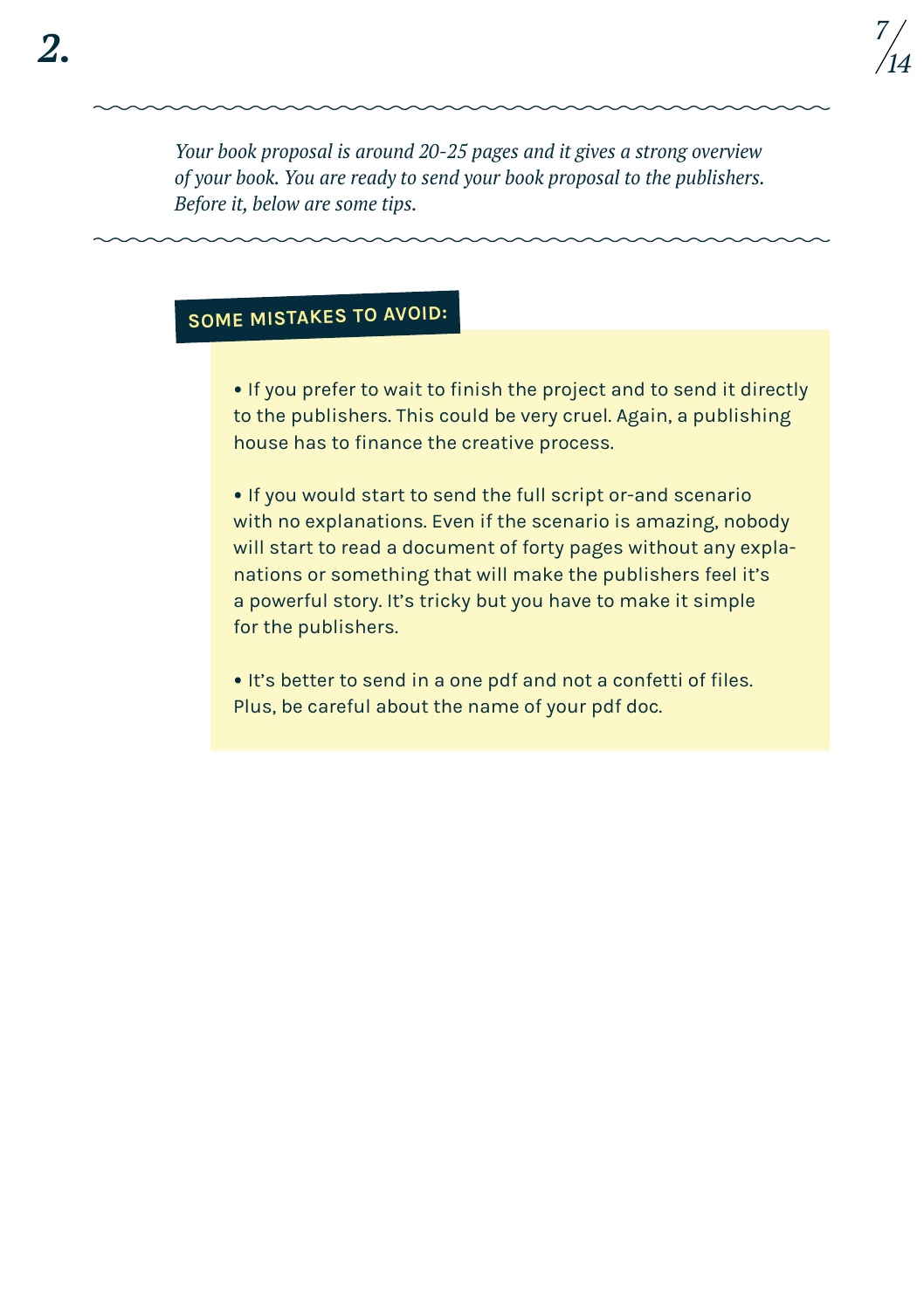## 2.

*Your book proposal is around 20-25 pages and it gives a strong overview of your book. You are ready to send your book proposal to the publishers. Before it, below are some tips.*

**SOME MISTAKES TO AVOID:**

- If you prefer to wait to finish the project and to send it directly to the publishers. This could be very cruel. Again, a publishing house has to finance the creative process.

- If you would start to send the full script or-and scenario with no explanations. Even if the scenario is amazing, nobody will start to read a document of forty pages without any explanations or something that will make the publishers feel it's a powerful story. It's tricky but you have to make it simple for the publishers.

- It's better to send in a one pdf and not a confetti of files. Plus, be careful about the name of your pdf doc.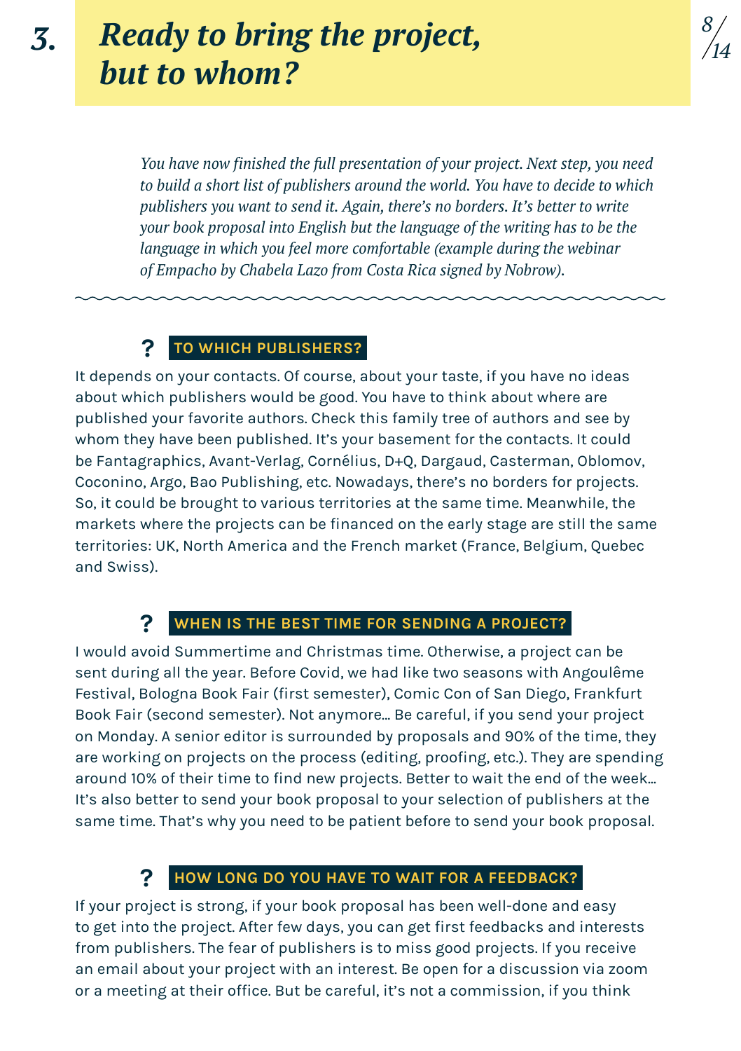# 3. Ready to bring the project, but to whom?

*You have now finished the full presentation of your project. Next step, you need to build a short list of publishers around the world. You have to decide to which publishers you want to send it. Again, there's no borders. It's better to write your book proposal into English but the language of the writing has to be the language in which you feel more comfortable (example during the webinar of Empacho by Chabela Lazo from Costa Rica signed by Nobrow).*

---

### ? TO WHICH PUBLISHERS?

It depends on your contacts. Of course, about your taste, if you have no ideas about which publishers would be good. You have to think about where are published your favorite authors. Check this family tree of authors and see by whom they have been published. It's your basement for the contacts. It could be Fantagraphics, Avant-Verlag, Cornélius, D+Q, Dargaud, Casterman, Oblomov, Coconino, Argo, Bao Publishing, etc. Nowadays, there's no borders for projects. So, it could be brought to various territories at the same time. Meanwhile, the markets where the projects can be financed on the early stage are still the same territories: UK, North America and the French market (France, Belgium, Quebec and Swiss).

### ? WHEN IS THE BEST TIME FOR SENDING A PROJECT?

I would avoid Summertime and Christmas time. Otherwise, a project can be sent during all the year. Before Covid, we had like two seasons with Angoulême Festival, Bologna Book Fair (first semester), Comic Con of San Diego, Frankfurt Book Fair (second semester). Not anymore... Be careful, if you send your project on Monday. A senior editor is surrounded by proposals and 90% of the time, they are working on projects on the process (editing, proofing, etc.). They are spending around 10% of their time to find new projects. Better to wait the end of the week... It's also better to send your book proposal to your selection of publishers at the same time. That's why you need to be patient before to send your book proposal.

### ? HOW LONG DO YOU HAVE TO WAIT FOR A FEEDBACK?

If your project is strong, if your book proposal has been well-done and easy to get into the project. After few days, you can get first feedbacks and interests from publishers. The fear of publishers is to miss good projects. If you receive an email about your project with an interest. Be open for a discussion via zoom or a meeting at their office. But be careful, it's not a commission, if you think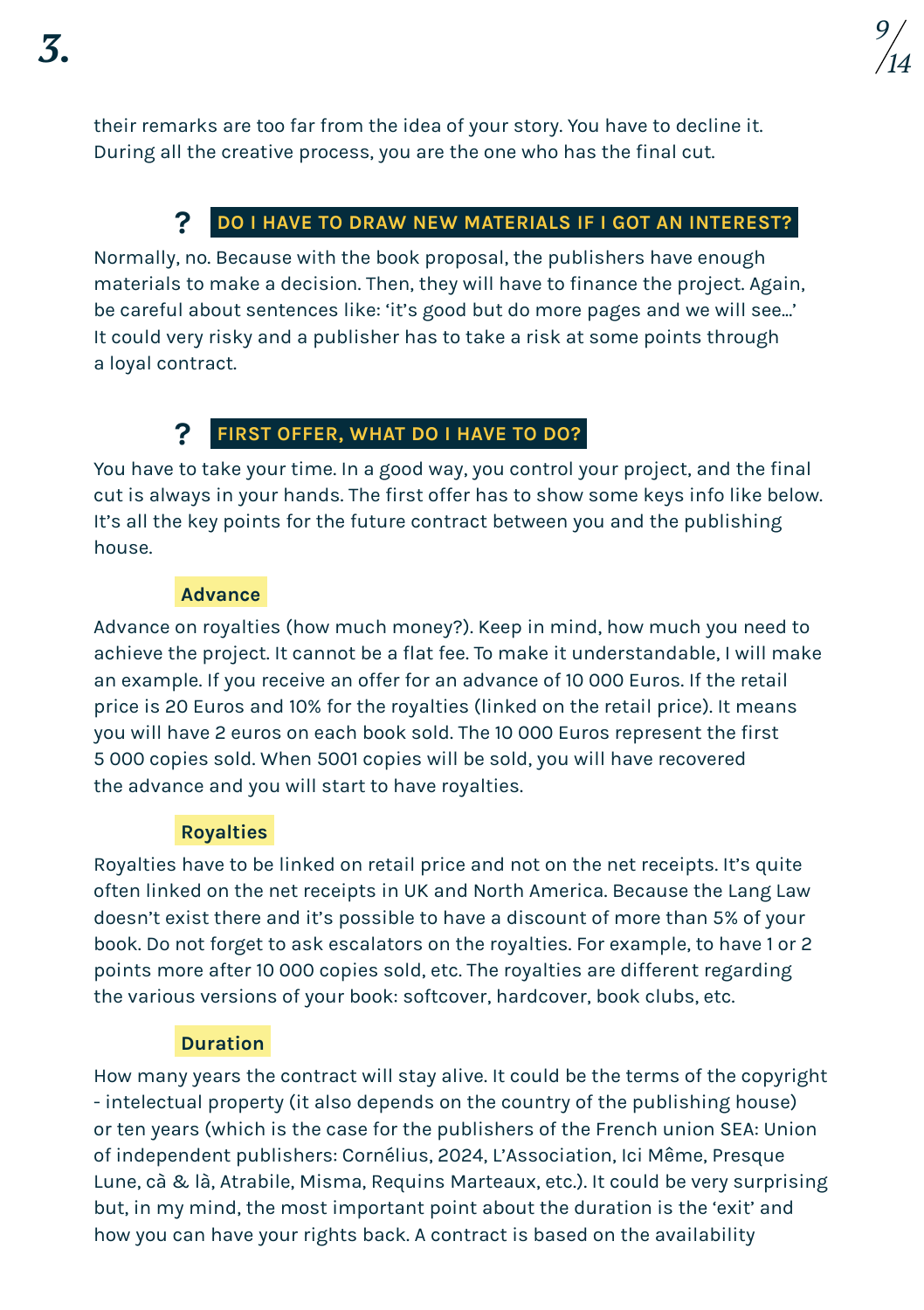their remarks are too far from the idea of your story. You have to decline it. During all the creative process, you are the one who has the final cut.

### ? DO I HAVE TO DRAW NEW MATERIALS IF I GOT AN INTEREST?

Normally, no. Because with the book proposal, the publishers have enough materials to make a decision. Then, they will have to finance the project. Again, be careful about sentences like: 'it's good but do more pages and we will see...' It could very risky and a publisher has to take a risk at some points through a loyal contract.

### ? FIRST OFFER, WHAT DO I HAVE TO DO?

You have to take your time. In a good way, you control your project, and the final cut is always in your hands. The first offer has to show some keys info like below. It's all the key points for the future contract between you and the publishing house.

#### Advance

Advance on royalties (how much money?). Keep in mind, how much you need to achieve the project. It cannot be a flat fee. To make it understandable, I will make an example. If you receive an offer for an advance of 10 000 Euros. If the retail price is 20 Euros and 10% for the royalties (linked on the retail price). It means you will have 2 euros on each book sold. The 10 000 Euros represent the first 5 000 copies sold. When 5001 copies will be sold, you will have recovered the advance and you will start to have royalties.

#### Royalties

Royalties have to be linked on retail price and not on the net receipts. It's quite often linked on the net receipts in UK and North America. Because the Lang Law doesn't exist there and it's possible to have a discount of more than 5% of your book. Do not forget to ask escalators on the royalties. For example, to have 1 or 2 points more after 10 000 copies sold, etc. The royalties are different regarding the various versions of your book: softcover, hardcover, book clubs, etc.

#### Duration

How many years the contract will stay alive. It could be the terms of the copyright - intelectual property (it also depends on the country of the publishing house) or ten years (which is the case for the publishers of the French union SEA: Union of independent publishers: Cornélius, 2024, L'Association, Ici Même, Presque Lune, cà & là, Atrabile, Misma, Requins Marteaux, etc.). It could be very surprising but, in my mind, the most important point about the duration is the 'exit' and how you can have your rights back. A contract is based on the availability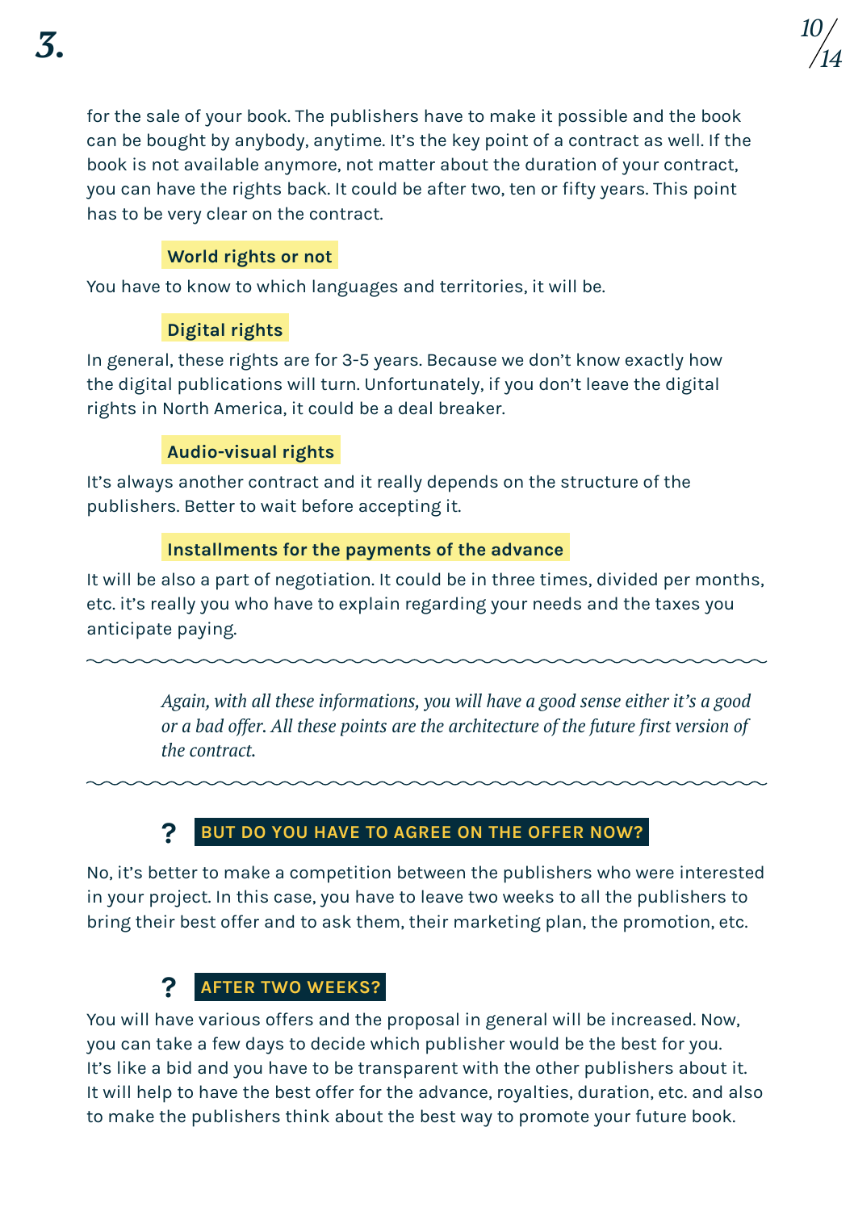for the sale of your book. The publishers have to make it possible and the book can be bought by anybody, anytime. It's the key point of a contract as well. If the book is not available anymore, not matter about the duration of your contract, you can have the rights back. It could be after two, ten or fifty years. This point has to be very clear on the contract.

**World rights or not**

You have to know to which languages and territories, it will be.

**Digital rights**

In general, these rights are for 3-5 years. Because we don't know exactly how the digital publications will turn. Unfortunately, if you don't leave the digital rights in North America, it could be a deal breaker.

**Audio-visual rights**

It's always another contract and it really depends on the structure of the publishers. Better to wait before accepting it.

**Installments for the payments of the advance**

It will be also a part of negotiation. It could be in three times, divided per months, etc. it's really you who have to explain regarding your needs and the taxes you anticipate paying.

---

*Again, with all these informations, you will have a good sense either it's a good or a bad offer. All these points are the architecture of the future first version of the contract.*

---

### ? BUT DO YOU HAVE TO AGREE ON THE OFFER NOW?

No, it's better to make a competition between the publishers who were interested in your project. In this case, you have to leave two weeks to all the publishers to bring their best offer and to ask them, their marketing plan, the promotion, etc.

### ? AFTER TWO WEEKS?

You will have various offers and the proposal in general will be increased. Now, you can take a few days to decide which publisher would be the best for you. It's like a bid and you have to be transparent with the other publishers about it. It will help to have the best offer for the advance, royalties, duration, etc. and also to make the publishers think about the best way to promote your future book.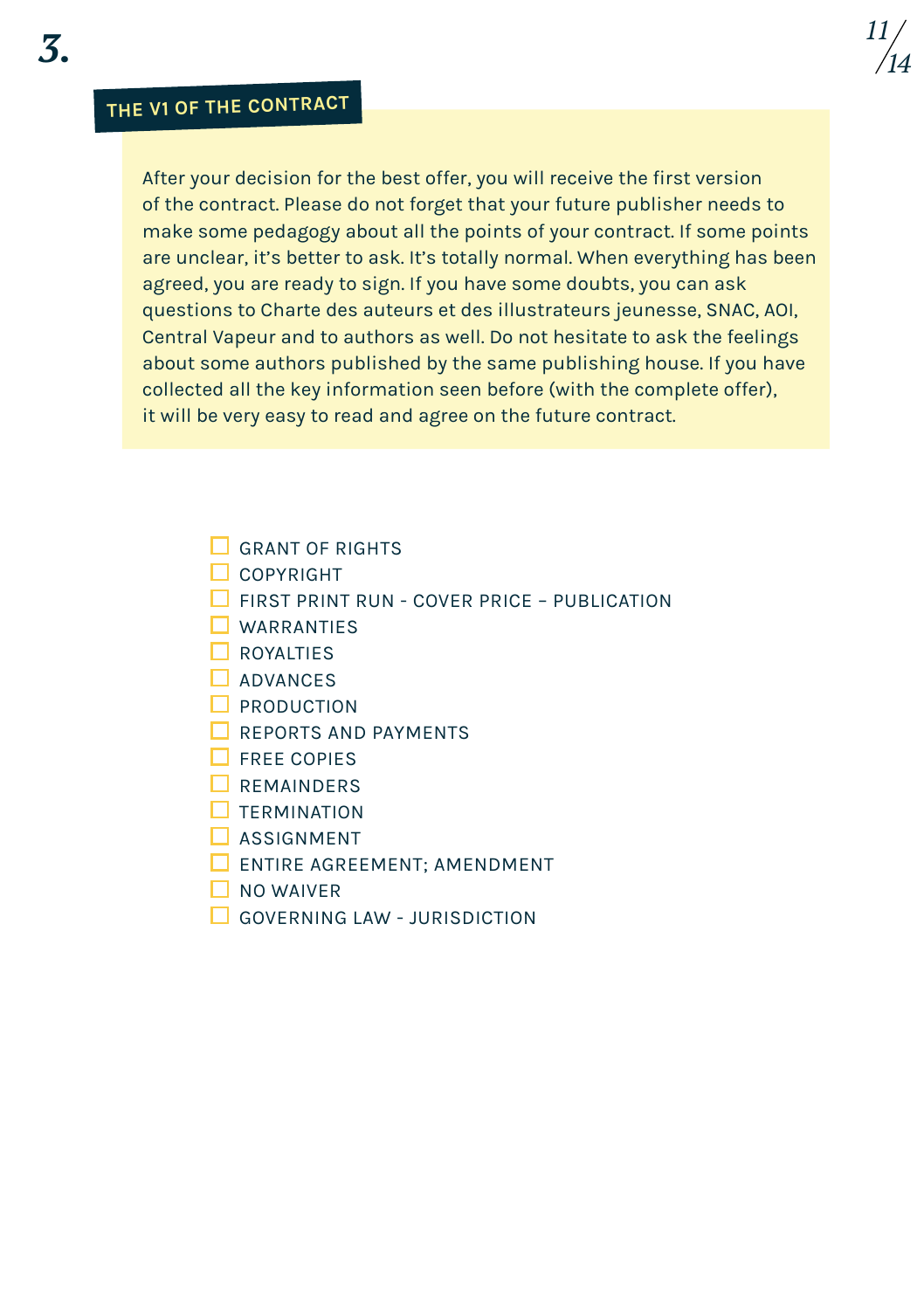# 3.

## THE V1 OF THE CONTRACT

After your decision for the best offer, you will receive the first version of the contract. Please do not forget that your future publisher needs to make some pedagogy about all the points of your contract. If some points are unclear, it's better to ask. It's totally normal. When everything has been agreed, you are ready to sign. If you have some doubts, you can ask questions to Charte des auteurs et des illustrateurs jeunesse, SNAC, AOI, Central Vapeur and to authors as well. Do not hesitate to ask the feelings about some authors published by the same publishing house. If you have collected all the key information seen before (with the complete offer), it will be very easy to read and agree on the future contract.

- [ ] GRANT OF RIGHTS
- [ ] COPYRIGHT
- [ ] FIRST PRINT RUN - COVER PRICE – PUBLICATION
- [ ] WARRANTIES
- [ ] ROYALTIES
- [ ] ADVANCES
- [ ] PRODUCTION
- [ ] REPORTS AND PAYMENTS
- [ ] FREE COPIES
- [ ] REMAINDERS
- [ ] TERMINATION
- [ ] ASSIGNMENT
- [ ] ENTIRE AGREEMENT; AMENDMENT
- [ ] NO WAIVER
- [ ] GOVERNING LAW - JURISDICTION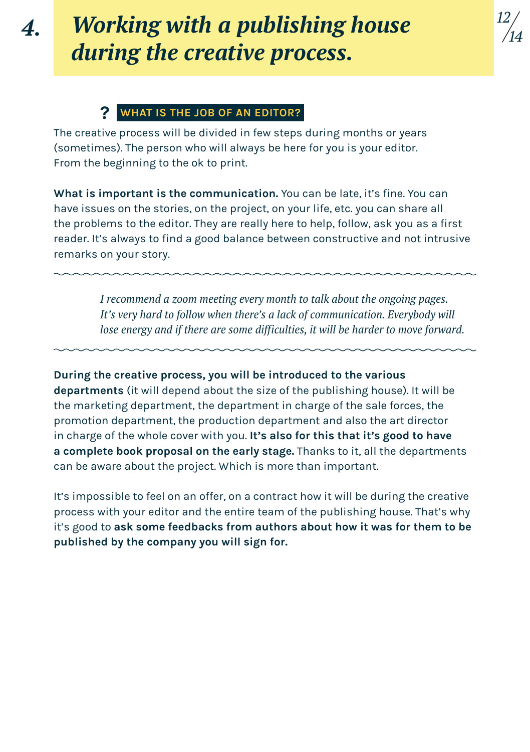# 4. *Working with a publishing house during the creative process.*

## ? WHAT IS THE JOB OF AN EDITOR?

The creative process will be divided in few steps during months or years (sometimes). The person who will always be here for you is your editor. From the beginning to the ok to print.

**What is important is the communication.** You can be late, it's fine. You can have issues on the stories, on the project, on your life, etc. you can share all the problems to the editor. They are really here to help, follow, ask you as a first reader. It's always to find a good balance between constructive and not intrusive remarks on your story.

---

*I recommend a zoom meeting every month to talk about the ongoing pages. It's very hard to follow when there's a lack of communication. Everybody will lose energy and if there are some difficulties, it will be harder to move forward.*

---

**During the creative process, you will be introduced to the various departments** (it will depend about the size of the publishing house). It will be the marketing department, the department in charge of the sale forces, the promotion department, the production department and also the art director in charge of the whole cover with you. **It's also for this that it's good to have a complete book proposal on the early stage.** Thanks to it, all the departments can be aware about the project. Which is more than important.

It's impossible to feel on an offer, on a contract how it will be during the creative process with your editor and the entire team of the publishing house. That's why it's good to **ask some feedbacks from authors about how it was for them to be published by the company you will sign for.**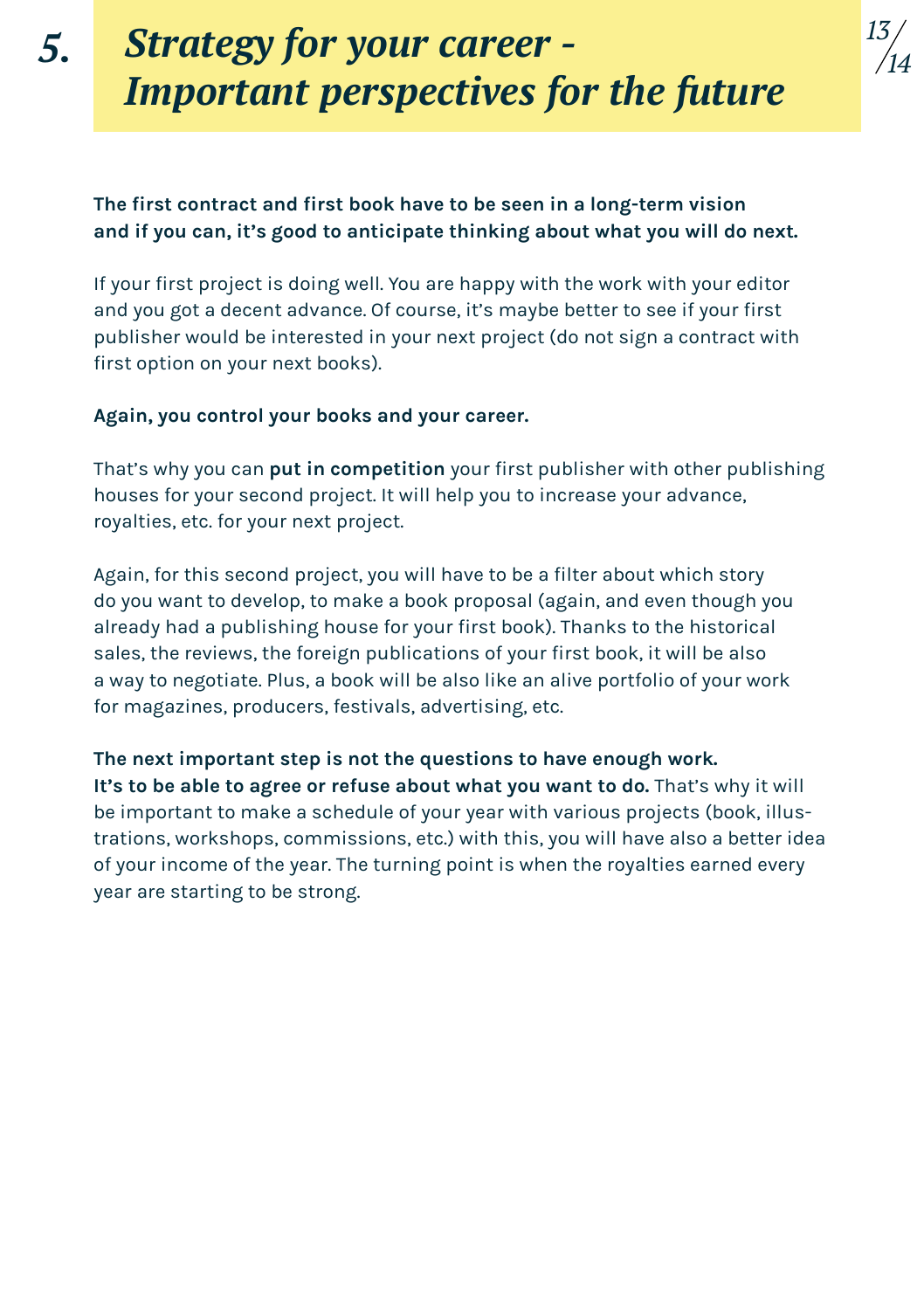# 5. *Strategy for your career - Important perspectives for the future*

**The first contract and first book have to be seen in a long-term vision and if you can, it's good to anticipate thinking about what you will do next.**

If your first project is doing well. You are happy with the work with your editor and you got a decent advance. Of course, it's maybe better to see if your first publisher would be interested in your next project (do not sign a contract with first option on your next books).

**Again, you control your books and your career.**

That's why you can **put in competition** your first publisher with other publishing houses for your second project. It will help you to increase your advance, royalties, etc. for your next project.

Again, for this second project, you will have to be a filter about which story do you want to develop, to make a book proposal (again, and even though you already had a publishing house for your first book). Thanks to the historical sales, the reviews, the foreign publications of your first book, it will be also a way to negotiate. Plus, a book will be also like an alive portfolio of your work for magazines, producers, festivals, advertising, etc.

**The next important step is not the questions to have enough work. It's to be able to agree or refuse about what you want to do.** That's why it will be important to make a schedule of your year with various projects (book, illustrations, workshops, commissions, etc.) with this, you will have also a better idea of your income of the year. The turning point is when the royalties earned every year are starting to be strong.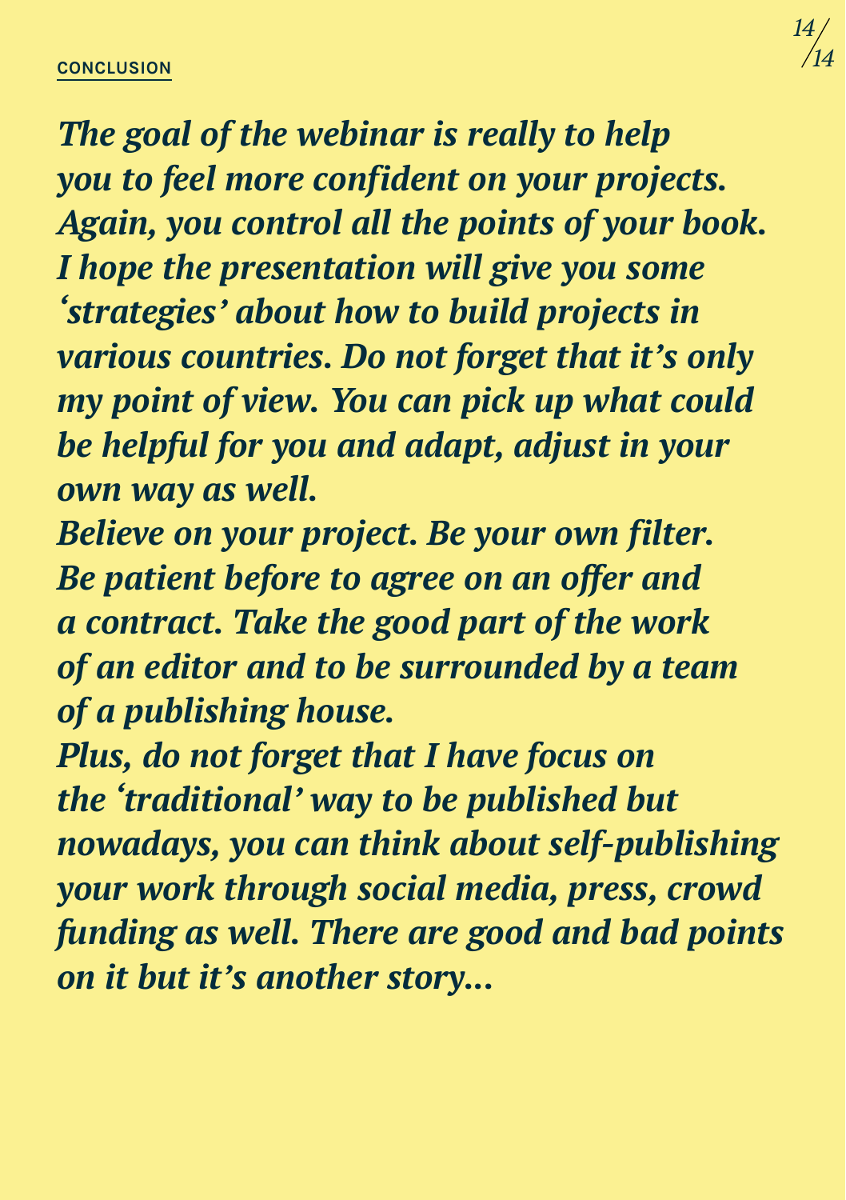## CONCLUSION

*The goal of the webinar is really to help you to feel more confident on your projects. Again, you control all the points of your book. I hope the presentation will give you some 'strategies' about how to build projects in various countries. Do not forget that it's only my point of view. You can pick up what could be helpful for you and adapt, adjust in your own way as well.*

*Believe on your project. Be your own filter. Be patient before to agree on an offer and a contract. Take the good part of the work of an editor and to be surrounded by a team of a publishing house.*

*Plus, do not forget that I have focus on the 'traditional' way to be published but nowadays, you can think about self-publishing your work through social media, press, crowd funding as well. There are good and bad points on it but it's another story...*